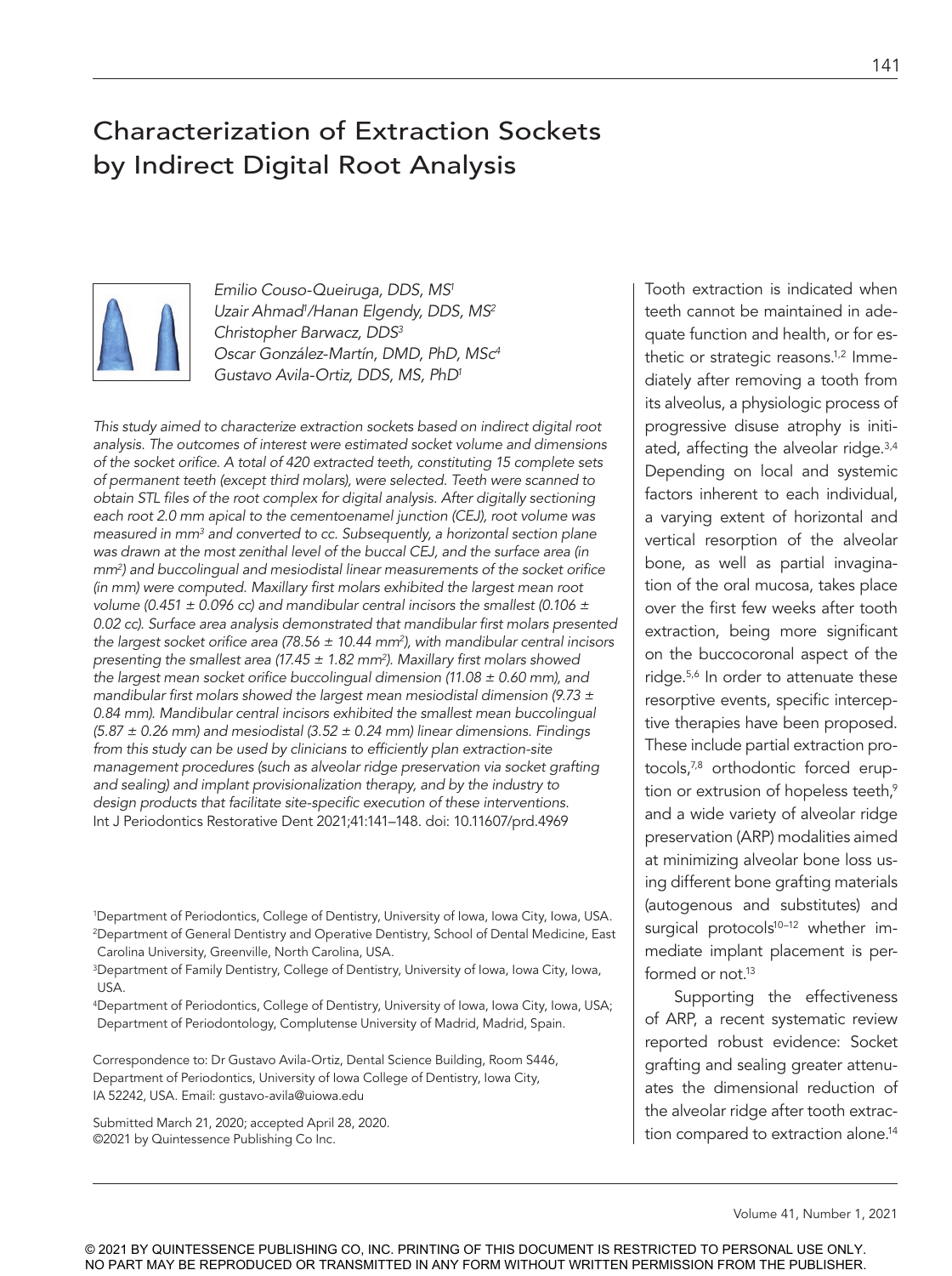# Characterization of Extraction Sockets by Indirect Digital Root Analysis

*Emilio Couso-Queiruga, DDS, MS[1]*
*Uzair Ahmad[1]/Hanan Elgendy, DDS, MS[2]*
*Christopher Barwacz, DDS[3]*
*Oscar González-Martín, DMD, PhD, MSc[4]*
*Gustavo Avila-Ortiz, DDS, MS, PhD[1]*

*This study aimed to characterize extraction sockets based on indirect digital root analysis. The outcomes of interest were estimated socket volume and dimensions of the socket orifice. A total of 420 extracted teeth, constituting 15 complete sets of permanent teeth (except third molars), were selected. Teeth were scanned to obtain STL files of the root complex for digital analysis. After digitally sectioning each root 2.0 mm apical to the cementoenamel junction (CEJ), root volume was measured in mm$^3$ and converted to cc. Subsequently, a horizontal section plane was drawn at the most zenithal level of the buccal CEJ, and the surface area (in mm$^2$) and buccolingual and mesiodistal linear measurements of the socket orifice (in mm) were computed. Maxillary first molars exhibited the largest mean root volume (0.451 ± 0.096 cc) and mandibular central incisors the smallest (0.106 ± 0.02 cc). Surface area analysis demonstrated that mandibular first molars presented the largest socket orifice area (78.56 ± 10.44 mm$^2$), with mandibular central incisors presenting the smallest area (17.45 ± 1.82 mm$^2$). Maxillary first molars showed the largest mean socket orifice buccolingual dimension (11.08 ± 0.60 mm), and mandibular first molars showed the largest mean mesiodistal dimension (9.73 ± 0.84 mm). Mandibular central incisors exhibited the smallest mean buccolingual (5.87 ± 0.26 mm) and mesiodistal (3.52 ± 0.24 mm) linear dimensions. Findings from this study can be used by clinicians to efficiently plan extraction-site management procedures (such as alveolar ridge preservation via socket grafting and sealing) and implant provisionalization therapy, and by the industry to design products that facilitate site-specific execution of these interventions.*
Int J Periodontics Restorative Dent 2021;41:141–148. doi: 10.11607/prd.4969

[1]Department of Periodontics, College of Dentistry, University of Iowa, Iowa City, Iowa, USA.
[2]Department of General Dentistry and Operative Dentistry, School of Dental Medicine, East Carolina University, Greenville, North Carolina, USA.
[3]Department of Family Dentistry, College of Dentistry, University of Iowa, Iowa City, Iowa, USA.
[4]Department of Periodontics, College of Dentistry, University of Iowa, Iowa City, Iowa, USA; Department of Periodontology, Complutense University of Madrid, Madrid, Spain.

Correspondence to: Dr Gustavo Avila-Ortiz, Dental Science Building, Room S446, Department of Periodontics, University of Iowa College of Dentistry, Iowa City, IA 52242, USA. Email: gustavo-avila@uiowa.edu

Submitted March 21, 2020; accepted April 28, 2020.
©2021 by Quintessence Publishing Co Inc.

Tooth extraction is indicated when teeth cannot be maintained in adequate function and health, or for esthetic or strategic reasons.[1,2] Immediately after removing a tooth from its alveolus, a physiologic process of progressive disuse atrophy is initiated, affecting the alveolar ridge.[3,4] Depending on local and systemic factors inherent to each individual, a varying extent of horizontal and vertical resorption of the alveolar bone, as well as partial invagination of the oral mucosa, takes place over the first few weeks after tooth extraction, being more significant on the buccocoronal aspect of the ridge.[5,6] In order to attenuate these resorptive events, specific interceptive therapies have been proposed. These include partial extraction protocols,[7,8] orthodontic forced eruption or extrusion of hopeless teeth,[9] and a wide variety of alveolar ridge preservation (ARP) modalities aimed at minimizing alveolar bone loss using different bone grafting materials (autogenous and substitutes) and surgical protocols[10–12] whether immediate implant placement is performed or not.[13]

Supporting the effectiveness of ARP, a recent systematic review reported robust evidence: Socket grafting and sealing greater attenuates the dimensional reduction of the alveolar ridge after tooth extraction compared to extraction alone.[14]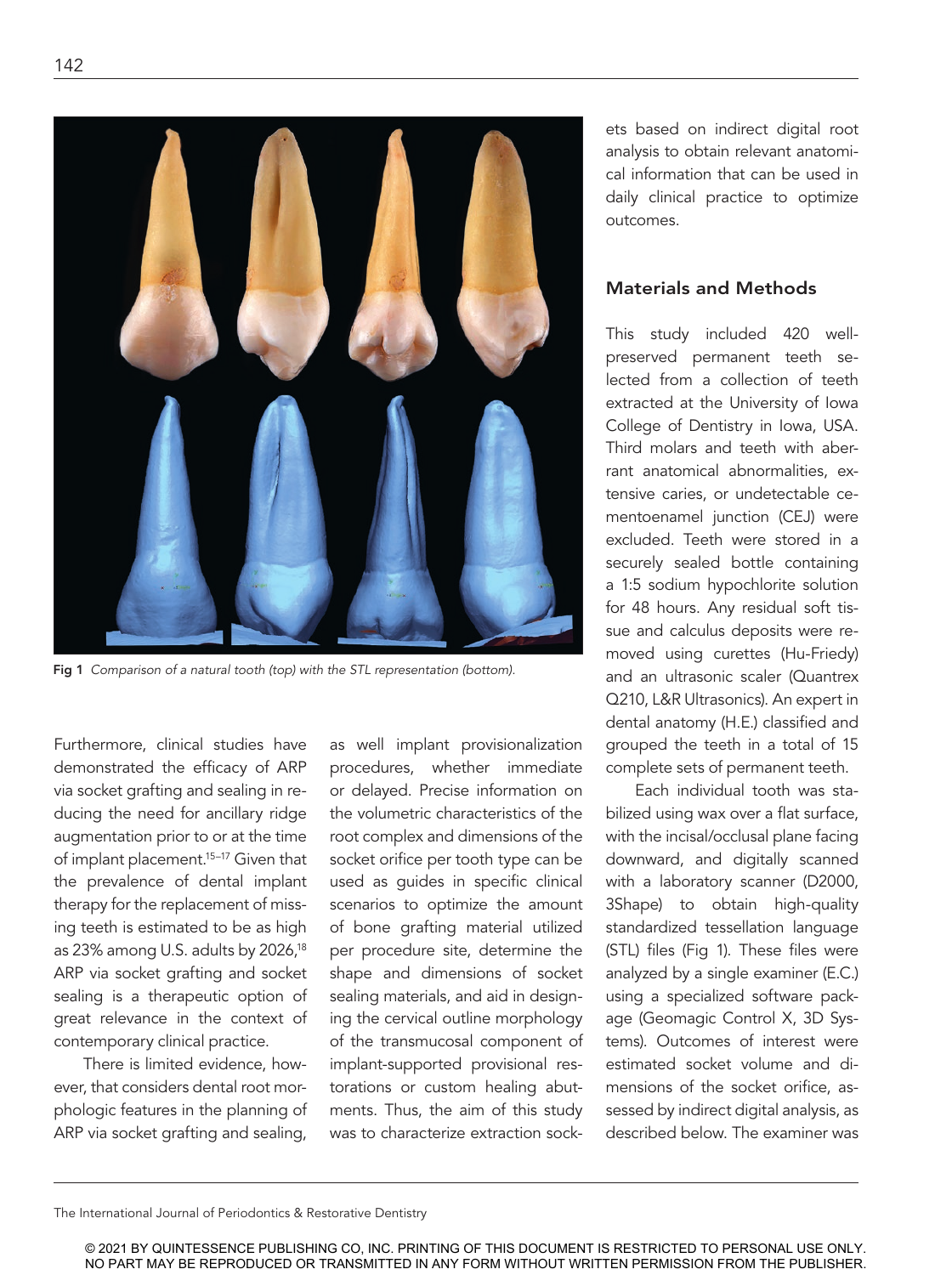Fig 1 *Comparison of a natural tooth (top) with the STL representation (bottom).*

Furthermore, clinical studies have demonstrated the efficacy of ARP via socket grafting and sealing in reducing the need for ancillary ridge augmentation prior to or at the time of implant placement.[15–17] Given that the prevalence of dental implant therapy for the replacement of missing teeth is estimated to be as high as 23% among U.S. adults by 2026,[18] ARP via socket grafting and socket sealing is a therapeutic option of great relevance in the context of contemporary clinical practice.

There is limited evidence, however, that considers dental root morphologic features in the planning of ARP via socket grafting and sealing, as well implant provisionalization procedures, whether immediate or delayed. Precise information on the volumetric characteristics of the root complex and dimensions of the socket orifice per tooth type can be used as guides in specific clinical scenarios to optimize the amount of bone grafting material utilized per procedure site, determine the shape and dimensions of socket sealing materials, and aid in designing the cervical outline morphology of the transmucosal component of implant-supported provisional restorations or custom healing abutments. Thus, the aim of this study was to characterize extraction sockets based on indirect digital root analysis to obtain relevant anatomical information that can be used in daily clinical practice to optimize outcomes.

## Materials and Methods

This study included 420 well-preserved permanent teeth selected from a collection of teeth extracted at the University of Iowa College of Dentistry in Iowa, USA. Third molars and teeth with aberrant anatomical abnormalities, extensive caries, or undetectable cementoenamel junction (CEJ) were excluded. Teeth were stored in a securely sealed bottle containing a 1:5 sodium hypochlorite solution for 48 hours. Any residual soft tissue and calculus deposits were removed using curettes (Hu-Friedy) and an ultrasonic scaler (Quantrex Q210, L&R Ultrasonics). An expert in dental anatomy (H.E.) classified and grouped the teeth in a total of 15 complete sets of permanent teeth.

Each individual tooth was stabilized using wax over a flat surface, with the incisal/occlusal plane facing downward, and digitally scanned with a laboratory scanner (D2000, 3Shape) to obtain high-quality standardized tessellation language (STL) files (Fig 1). These files were analyzed by a single examiner (E.C.) using a specialized software package (Geomagic Control X, 3D Systems). Outcomes of interest were estimated socket volume and dimensions of the socket orifice, assessed by indirect digital analysis, as described below. The examiner was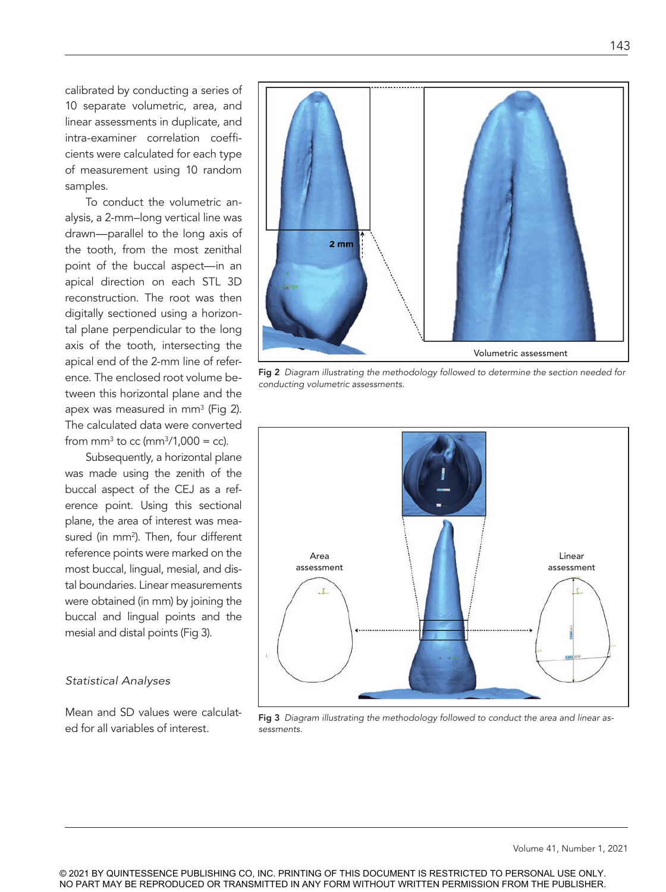calibrated by conducting a series of 10 separate volumetric, area, and linear assessments in duplicate, and intra-examiner correlation coefficients were calculated for each type of measurement using 10 random samples.

To conduct the volumetric analysis, a 2-mm–long vertical line was drawn—parallel to the long axis of the tooth, from the most zenithal point of the buccal aspect—in an apical direction on each STL 3D reconstruction. The root was then digitally sectioned using a horizontal plane perpendicular to the long axis of the tooth, intersecting the apical end of the 2-mm line of reference. The enclosed root volume between this horizontal plane and the apex was measured in mm$^3$ (Fig 2). The calculated data were converted from mm$^3$ to cc (mm$^3$/1,000 = cc).

Subsequently, a horizontal plane was made using the zenith of the buccal aspect of the CEJ as a reference point. Using this sectional plane, the area of interest was measured (in mm$^2$). Then, four different reference points were marked on the most buccal, lingual, mesial, and distal boundaries. Linear measurements were obtained (in mm) by joining the buccal and lingual points and the mesial and distal points (Fig 3).

**Fig 2** *Diagram illustrating the methodology followed to determine the section needed for conducting volumetric assessments.*

**Fig 3** *Diagram illustrating the methodology followed to conduct the area and linear assessments.*

### *Statistical Analyses*

Mean and SD values were calculated for all variables of interest.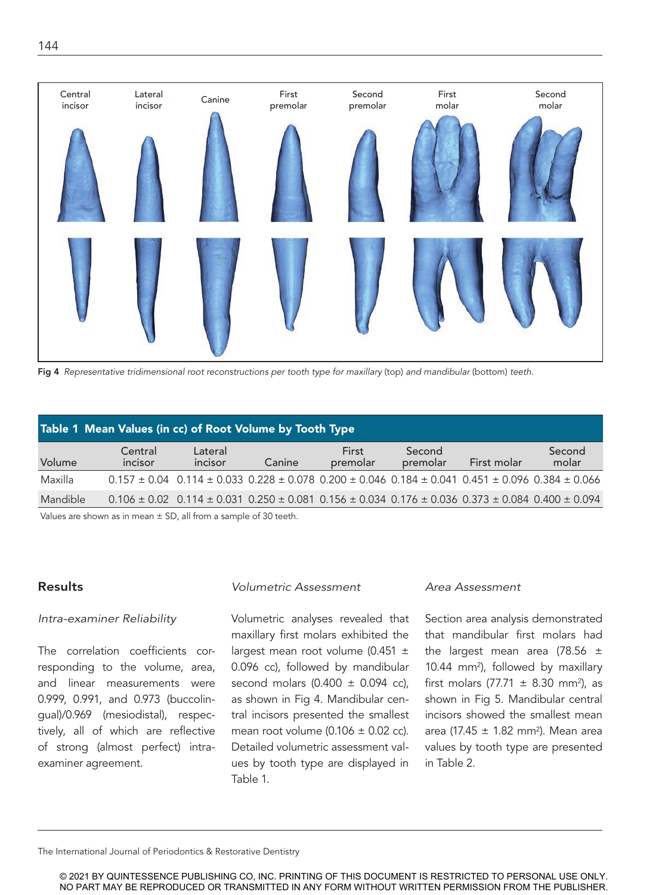Fig 4 *Representative tridimensional root reconstructions per tooth type for maxillary* (top) *and mandibular* (bottom) *teeth.*

**Table 1 Mean Values (in cc) of Root Volume by Tooth Type**

| Volume | Central incisor | Lateral incisor | Canine | First premolar | Second premolar | First molar | Second molar |
|---|---|---|---|---|---|---|---|
| Maxilla | 0.157 ± 0.04 | 0.114 ± 0.033 | 0.228 ± 0.078 | 0.200 ± 0.046 | 0.184 ± 0.041 | 0.451 ± 0.096 | 0.384 ± 0.066 |
| Mandible | 0.106 ± 0.02 | 0.114 ± 0.031 | 0.250 ± 0.081 | 0.156 ± 0.034 | 0.176 ± 0.036 | 0.373 ± 0.084 | 0.400 ± 0.094 |

Values are shown as in mean ± SD, all from a sample of 30 teeth.

## Results

### *Intra-examiner Reliability*

The correlation coefficients corresponding to the volume, area, and linear measurements were 0.999, 0.991, and 0.973 (buccolingual)/0.969 (mesiodistal), respectively, all of which are reflective of strong (almost perfect) intra-examiner agreement.

### *Volumetric Assessment*

Volumetric analyses revealed that maxillary first molars exhibited the largest mean root volume (0.451 ± 0.096 cc), followed by mandibular second molars (0.400 ± 0.094 cc), as shown in Fig 4. Mandibular central incisors presented the smallest mean root volume (0.106 ± 0.02 cc). Detailed volumetric assessment values by tooth type are displayed in Table 1.

### *Area Assessment*

Section area analysis demonstrated that mandibular first molars had the largest mean area (78.56 ± 10.44 mm$^2$), followed by maxillary first molars (77.71 ± 8.30 mm$^2$), as shown in Fig 5. Mandibular central incisors showed the smallest mean area (17.45 ± 1.82 mm$^2$). Mean area values by tooth type are presented in Table 2.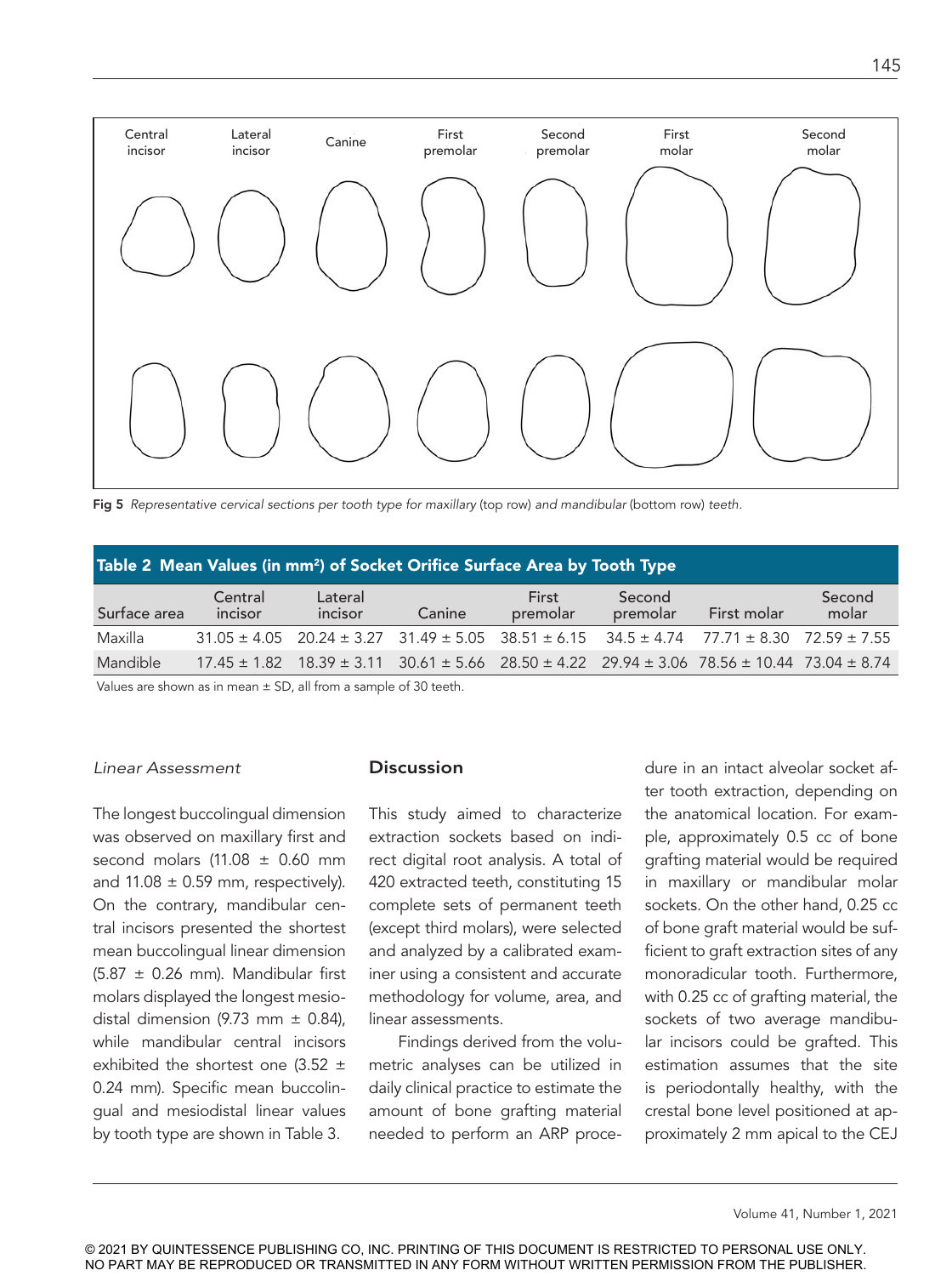Fig 5 *Representative cervical sections per tooth type for maxillary* (top row) *and mandibular* (bottom row) *teeth.*

**Table 2 Mean Values (in mm²) of Socket Orifice Surface Area by Tooth Type**

| Surface area | Central incisor | Lateral incisor | Canine | First premolar | Second premolar | First molar | Second molar |
|---|---|---|---|---|---|---|---|
| Maxilla | 31.05 ± 4.05 | 20.24 ± 3.27 | 31.49 ± 5.05 | 38.51 ± 6.15 | 34.5 ± 4.74 | 77.71 ± 8.30 | 72.59 ± 7.55 |
| Mandible | 17.45 ± 1.82 | 18.39 ± 3.11 | 30.61 ± 5.66 | 28.50 ± 4.22 | 29.94 ± 3.06 | 78.56 ± 10.44 | 73.04 ± 8.74 |

Values are shown as in mean ± SD, all from a sample of 30 teeth.

*Linear Assessment*

The longest buccolingual dimension was observed on maxillary first and second molars (11.08 ± 0.60 mm and 11.08 ± 0.59 mm, respectively). On the contrary, mandibular central incisors presented the shortest mean buccolingual linear dimension (5.87 ± 0.26 mm). Mandibular first molars displayed the longest mesiodistal dimension (9.73 mm ± 0.84), while mandibular central incisors exhibited the shortest one (3.52 ± 0.24 mm). Specific mean buccolingual and mesiodistal linear values by tooth type are shown in Table 3.

## Discussion

This study aimed to characterize extraction sockets based on indirect digital root analysis. A total of 420 extracted teeth, constituting 15 complete sets of permanent teeth (except third molars), were selected and analyzed by a calibrated examiner using a consistent and accurate methodology for volume, area, and linear assessments.

Findings derived from the volumetric analyses can be utilized in daily clinical practice to estimate the amount of bone grafting material needed to perform an ARP procedure in an intact alveolar socket after tooth extraction, depending on the anatomical location. For example, approximately 0.5 cc of bone grafting material would be required in maxillary or mandibular molar sockets. On the other hand, 0.25 cc of bone graft material would be sufficient to graft extraction sites of any monoradicular tooth. Furthermore, with 0.25 cc of grafting material, the sockets of two average mandibular incisors could be grafted. This estimation assumes that the site is periodontally healthy, with the crestal bone level positioned at approximately 2 mm apical to the CEJ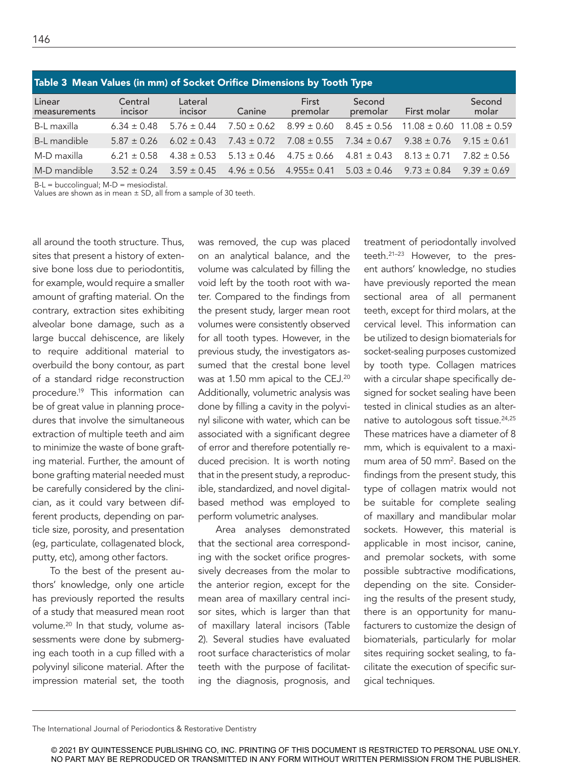**Table 3 Mean Values (in mm) of Socket Orifice Dimensions by Tooth Type**

| Linear measurements | Central incisor | Lateral incisor | Canine | First premolar | Second premolar | First molar | Second molar |
|---|---|---|---|---|---|---|---|
| B-L maxilla | 6.34 ± 0.48 | 5.76 ± 0.44 | 7.50 ± 0.62 | 8.99 ± 0.60 | 8.45 ± 0.56 | 11.08 ± 0.60 | 11.08 ± 0.59 |
| B-L mandible | 5.87 ± 0.26 | 6.02 ± 0.43 | 7.43 ± 0.72 | 7.08 ± 0.55 | 7.34 ± 0.67 | 9.38 ± 0.76 | 9.15 ± 0.61 |
| M-D maxilla | 6.21 ± 0.58 | 4.38 ± 0.53 | 5.13 ± 0.46 | 4.75 ± 0.66 | 4.81 ± 0.43 | 8.13 ± 0.71 | 7.82 ± 0.56 |
| M-D mandible | 3.52 ± 0.24 | 3.59 ± 0.45 | 4.96 ± 0.56 | 4.955± 0.41 | 5.03 ± 0.46 | 9.73 ± 0.84 | 9.39 ± 0.69 |

B-L = buccolingual; M-D = mesiodistal.
Values are shown as in mean ± SD, all from a sample of 30 teeth.

all around the tooth structure. Thus, sites that present a history of extensive bone loss due to periodontitis, for example, would require a smaller amount of grafting material. On the contrary, extraction sites exhibiting alveolar bone damage, such as a large buccal dehiscence, are likely to require additional material to overbuild the bony contour, as part of a standard ridge reconstruction procedure.[19] This information can be of great value in planning procedures that involve the simultaneous extraction of multiple teeth and aim to minimize the waste of bone grafting material. Further, the amount of bone grafting material needed must be carefully considered by the clinician, as it could vary between different products, depending on particle size, porosity, and presentation (eg, particulate, collagenated block, putty, etc), among other factors.

To the best of the present authors' knowledge, only one article has previously reported the results of a study that measured mean root volume.[20] In that study, volume assessments were done by submerging each tooth in a cup filled with a polyvinyl silicone material. After the impression material set, the tooth was removed, the cup was placed on an analytical balance, and the volume was calculated by filling the void left by the tooth root with water. Compared to the findings from the present study, larger mean root volumes were consistently observed for all tooth types. However, in the previous study, the investigators assumed that the crestal bone level was at 1.50 mm apical to the CEJ.[20] Additionally, volumetric analysis was done by filling a cavity in the polyvinyl silicone with water, which can be associated with a significant degree of error and therefore potentially reduced precision. It is worth noting that in the present study, a reproducible, standardized, and novel digital-based method was employed to perform volumetric analyses.

Area analyses demonstrated that the sectional area corresponding with the socket orifice progressively decreases from the molar to the anterior region, except for the mean area of maxillary central incisor sites, which is larger than that of maxillary lateral incisors (Table 2). Several studies have evaluated root surface characteristics of molar teeth with the purpose of facilitating the diagnosis, prognosis, and treatment of periodontally involved teeth.[21–23] However, to the present authors' knowledge, no studies have previously reported the mean sectional area of all permanent teeth, except for third molars, at the cervical level. This information can be utilized to design biomaterials for socket-sealing purposes customized by tooth type. Collagen matrices with a circular shape specifically designed for socket sealing have been tested in clinical studies as an alternative to autologous soft tissue.[24,25] These matrices have a diameter of 8 mm, which is equivalent to a maximum area of 50 $mm^2$. Based on the findings from the present study, this type of collagen matrix would not be suitable for complete sealing of maxillary and mandibular molar sockets. However, this material is applicable in most incisor, canine, and premolar sockets, with some possible subtractive modifications, depending on the site. Considering the results of the present study, there is an opportunity for manufacturers to customize the design of biomaterials, particularly for molar sites requiring socket sealing, to facilitate the execution of specific surgical techniques.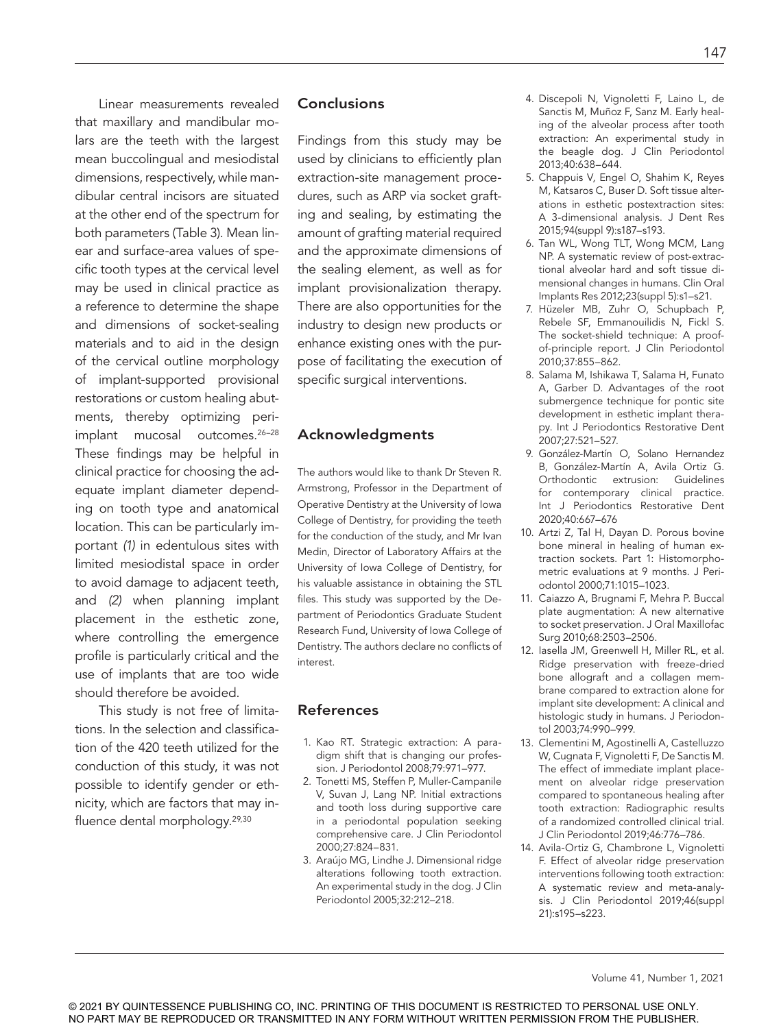Linear measurements revealed that maxillary and mandibular molars are the teeth with the largest mean buccolingual and mesiodistal dimensions, respectively, while mandibular central incisors are situated at the other end of the spectrum for both parameters (Table 3). Mean linear and surface-area values of specific tooth types at the cervical level may be used in clinical practice as a reference to determine the shape and dimensions of socket-sealing materials and to aid in the design of the cervical outline morphology of implant-supported provisional restorations or custom healing abutments, thereby optimizing peri-implant mucosal outcomes.[26–28] These findings may be helpful in clinical practice for choosing the adequate implant diameter depending on tooth type and anatomical location. This can be particularly important *(1)* in edentulous sites with limited mesiodistal space in order to avoid damage to adjacent teeth, and *(2)* when planning implant placement in the esthetic zone, where controlling the emergence profile is particularly critical and the use of implants that are too wide should therefore be avoided.

This study is not free of limitations. In the selection and classification of the 420 teeth utilized for the conduction of this study, it was not possible to identify gender or ethnicity, which are factors that may influence dental morphology.[29,30]

## Conclusions

Findings from this study may be used by clinicians to efficiently plan extraction-site management procedures, such as ARP via socket grafting and sealing, by estimating the amount of grafting material required and the approximate dimensions of the sealing element, as well as for implant provisionalization therapy. There are also opportunities for the industry to design new products or enhance existing ones with the purpose of facilitating the execution of specific surgical interventions.

## Acknowledgments

The authors would like to thank Dr Steven R. Armstrong, Professor in the Department of Operative Dentistry at the University of Iowa College of Dentistry, for providing the teeth for the conduction of the study, and Mr Ivan Medin, Director of Laboratory Affairs at the University of Iowa College of Dentistry, for his valuable assistance in obtaining the STL files. This study was supported by the Department of Periodontics Graduate Student Research Fund, University of Iowa College of Dentistry. The authors declare no conflicts of interest.

## References

1. Kao RT. Strategic extraction: A paradigm shift that is changing our profession. J Periodontol 2008;79:971–977.
2. Tonetti MS, Steffen P, Muller-Campanile V, Suvan J, Lang NP. Initial extractions and tooth loss during supportive care in a periodontal population seeking comprehensive care. J Clin Periodontol 2000;27:824–831.
3. Araújo MG, Lindhe J. Dimensional ridge alterations following tooth extraction. An experimental study in the dog. J Clin Periodontol 2005;32:212–218.
4. Discepoli N, Vignoletti F, Laino L, de Sanctis M, Muñoz F, Sanz M. Early healing of the alveolar process after tooth extraction: An experimental study in the beagle dog. J Clin Periodontol 2013;40:638–644.
5. Chappuis V, Engel O, Shahim K, Reyes M, Katsaros C, Buser D. Soft tissue alterations in esthetic postextraction sites: A 3-dimensional analysis. J Dent Res 2015;94(suppl 9):s187–s193.
6. Tan WL, Wong TLT, Wong MCM, Lang NP. A systematic review of post-extractional alveolar hard and soft tissue dimensional changes in humans. Clin Oral Implants Res 2012;23(suppl 5):s1–s21.
7. Hüzeler MB, Zuhr O, Schupbach P, Rebele SF, Emmanouilidis N, Fickl S. The socket-shield technique: A proof-of-principle report. J Clin Periodontol 2010;37:855–862.
8. Salama M, Ishikawa T, Salama H, Funato A, Garber D. Advantages of the root submergence technique for pontic site development in esthetic implant therapy. Int J Periodontics Restorative Dent 2007;27:521–527.
9. González-Martín O, Solano Hernandez B, González-Martín A, Avila Ortiz G. Orthodontic extrusion: Guidelines for contemporary clinical practice. Int J Periodontics Restorative Dent 2020;40:667–676
10. Artzi Z, Tal H, Dayan D. Porous bovine bone mineral in healing of human extraction sockets. Part 1: Histomorphometric evaluations at 9 months. J Periodontol 2000;71:1015–1023.
11. Caiazzo A, Brugnami F, Mehra P. Buccal plate augmentation: A new alternative to socket preservation. J Oral Maxillofac Surg 2010;68:2503–2506.
12. Iasella JM, Greenwell H, Miller RL, et al. Ridge preservation with freeze-dried bone allograft and a collagen membrane compared to extraction alone for implant site development: A clinical and histologic study in humans. J Periodontol 2003;74:990–999.
13. Clementini M, Agostinelli A, Castelluzzo W, Cugnata F, Vignoletti F, De Sanctis M. The effect of immediate implant placement on alveolar ridge preservation compared to spontaneous healing after tooth extraction: Radiographic results of a randomized controlled clinical trial. J Clin Periodontol 2019;46:776–786.
14. Avila-Ortiz G, Chambrone L, Vignoletti F. Effect of alveolar ridge preservation interventions following tooth extraction: A systematic review and meta-analysis. J Clin Periodontol 2019;46(suppl 21):s195–s223.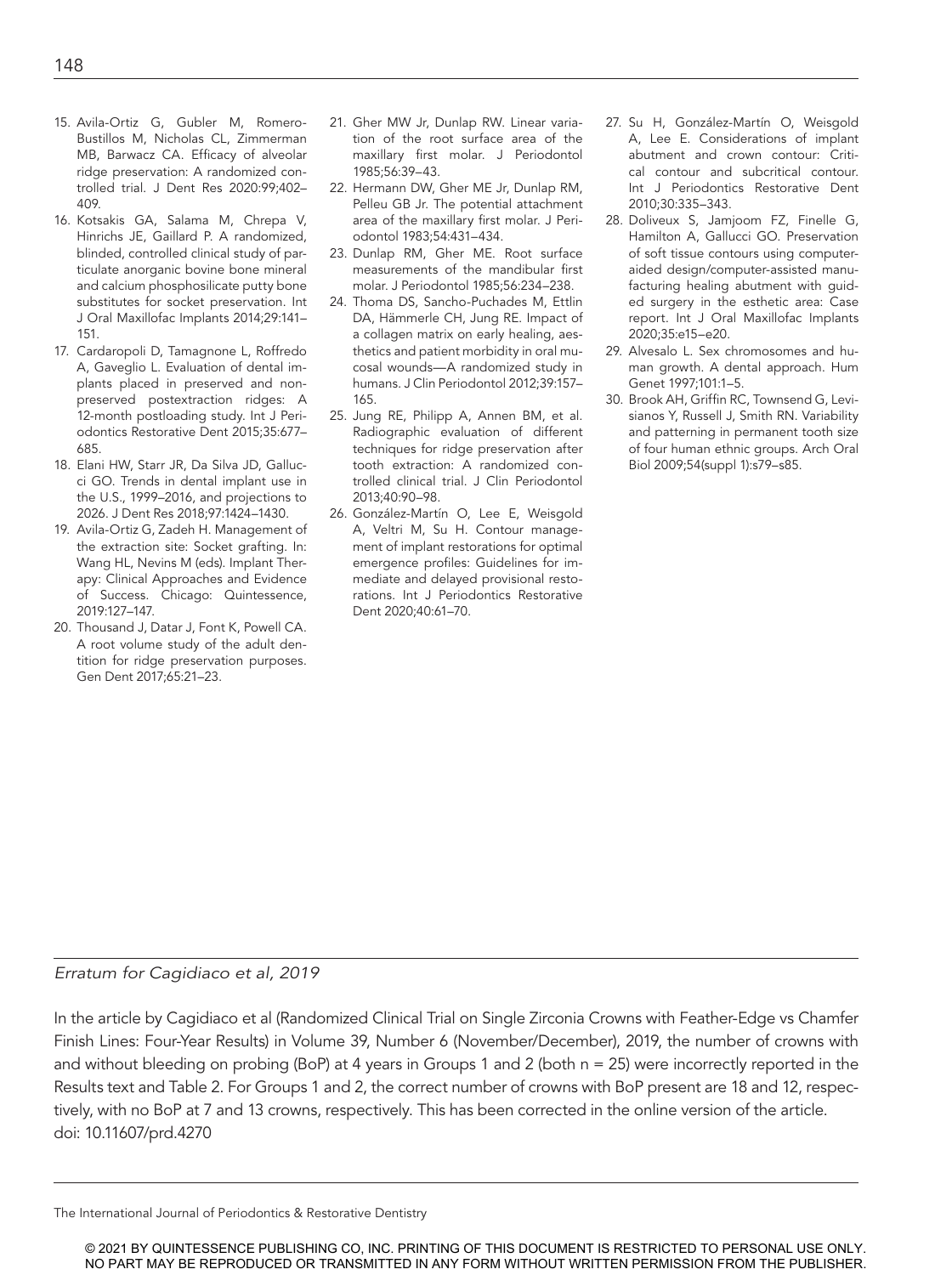15. Avila-Ortiz G, Gubler M, Romero-Bustillos M, Nicholas CL, Zimmerman MB, Barwacz CA. Efficacy of alveolar ridge preservation: A randomized controlled trial. J Dent Res 2020:99;402–409.
16. Kotsakis GA, Salama M, Chrepa V, Hinrichs JE, Gaillard P. A randomized, blinded, controlled clinical study of particulate anorganic bovine bone mineral and calcium phosphosilicate putty bone substitutes for socket preservation. Int J Oral Maxillofac Implants 2014;29:141–151.
17. Cardaropoli D, Tamagnone L, Roffredo A, Gaveglio L. Evaluation of dental implants placed in preserved and nonpreserved postextraction ridges: A 12-month postloading study. Int J Periodontics Restorative Dent 2015;35:677–685.
18. Elani HW, Starr JR, Da Silva JD, Gallucci GO. Trends in dental implant use in the U.S., 1999–2016, and projections to 2026. J Dent Res 2018;97:1424–1430.
19. Avila-Ortiz G, Zadeh H. Management of the extraction site: Socket grafting. In: Wang HL, Nevins M (eds). Implant Therapy: Clinical Approaches and Evidence of Success. Chicago: Quintessence, 2019:127–147.
20. Thousand J, Datar J, Font K, Powell CA. A root volume study of the adult dentition for ridge preservation purposes. Gen Dent 2017;65:21–23.
21. Gher MW Jr, Dunlap RW. Linear variation of the root surface area of the maxillary first molar. J Periodontol 1985;56:39–43.
22. Hermann DW, Gher ME Jr, Dunlap RM, Pelleu GB Jr. The potential attachment area of the maxillary first molar. J Periodontol 1983;54:431–434.
23. Dunlap RM, Gher ME. Root surface measurements of the mandibular first molar. J Periodontol 1985;56:234–238.
24. Thoma DS, Sancho-Puchades M, Ettlin DA, Hämmerle CH, Jung RE. Impact of a collagen matrix on early healing, aesthetics and patient morbidity in oral mucosal wounds—A randomized study in humans. J Clin Periodontol 2012;39:157–165.
25. Jung RE, Philipp A, Annen BM, et al. Radiographic evaluation of different techniques for ridge preservation after tooth extraction: A randomized controlled clinical trial. J Clin Periodontol 2013;40:90–98.
26. González-Martín O, Lee E, Weisgold A, Veltri M, Su H. Contour management of implant restorations for optimal emergence profiles: Guidelines for immediate and delayed provisional restorations. Int J Periodontics Restorative Dent 2020;40:61–70.
27. Su H, González-Martín O, Weisgold A, Lee E. Considerations of implant abutment and crown contour: Critical contour and subcritical contour. Int J Periodontics Restorative Dent 2010;30:335–343.
28. Doliveux S, Jamjoom FZ, Finelle G, Hamilton A, Gallucci GO. Preservation of soft tissue contours using computer-aided design/computer-assisted manufacturing healing abutment with guided surgery in the esthetic area: Case report. Int J Oral Maxillofac Implants 2020;35:e15–e20.
29. Alvesalo L. Sex chromosomes and human growth. A dental approach. Hum Genet 1997;101:1–5.
30. Brook AH, Griffin RC, Townsend G, Levisianos Y, Russell J, Smith RN. Variability and patterning in permanent tooth size of four human ethnic groups. Arch Oral Biol 2009;54(suppl 1):s79–s85.

## *Erratum for Cagidiaco et al, 2019*

In the article by Cagidiaco et al (Randomized Clinical Trial on Single Zirconia Crowns with Feather-Edge vs Chamfer Finish Lines: Four-Year Results) in Volume 39, Number 6 (November/December), 2019, the number of crowns with and without bleeding on probing (BoP) at 4 years in Groups 1 and 2 (both n = 25) were incorrectly reported in the Results text and Table 2. For Groups 1 and 2, the correct number of crowns with BoP present are 18 and 12, respectively, with no BoP at 7 and 13 crowns, respectively. This has been corrected in the online version of the article.
doi: 10.11607/prd.4270

© 2021 BY QUINTESSENCE PUBLISHING CO, INC. PRINTING OF THIS DOCUMENT IS RESTRICTED TO PERSONAL USE ONLY. NO PART MAY BE REPRODUCED OR TRANSMITTED IN ANY FORM WITHOUT WRITTEN PERMISSION FROM THE PUBLISHER.